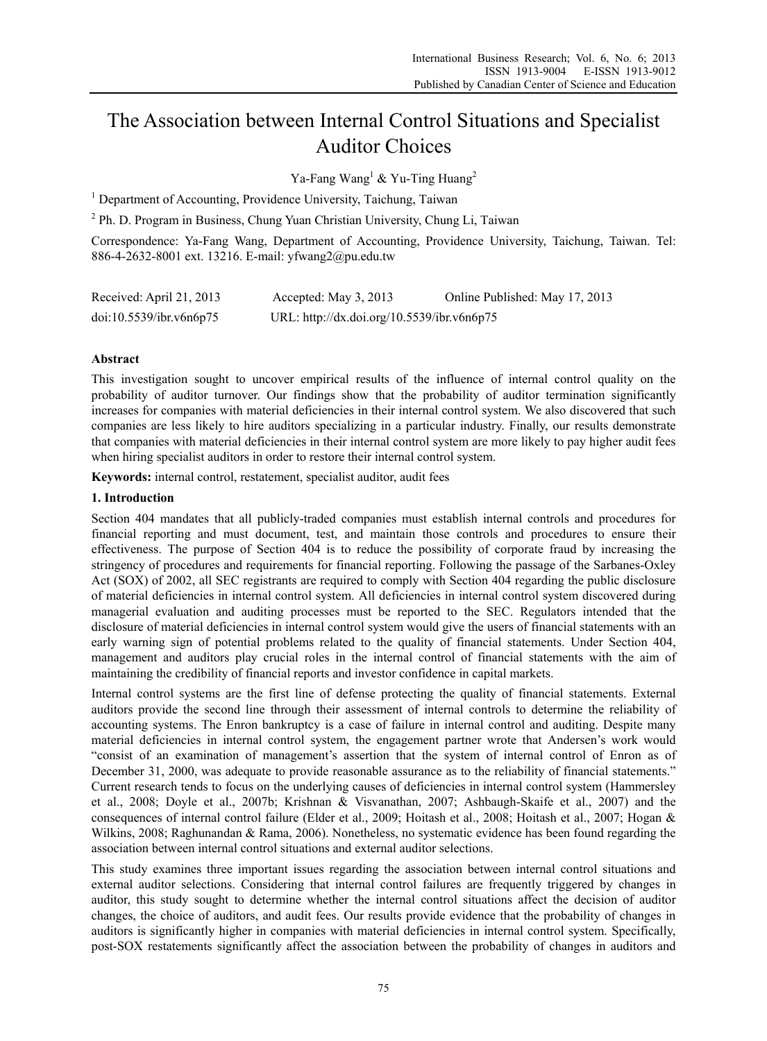# The Association between Internal Control Situations and Specialist Auditor Choices

Ya-Fang Wang[1] & Yu-Ting Huang[2]

[1] Department of Accounting, Providence University, Taichung, Taiwan

[2] Ph. D. Program in Business, Chung Yuan Christian University, Chung Li, Taiwan

Correspondence: Ya-Fang Wang, Department of Accounting, Providence University, Taichung, Taiwan. Tel: 886-4-2632-8001 ext. 13216. E-mail: yfwang2@pu.edu.tw

Received: April 21, 2013 Accepted: May 3, 2013 Online Published: May 17, 2013

doi:10.5539/ibr.v6n6p75 URL: http://dx.doi.org/10.5539/ibr.v6n6p75

## Abstract

This investigation sought to uncover empirical results of the influence of internal control quality on the probability of auditor turnover. Our findings show that the probability of auditor termination significantly increases for companies with material deficiencies in their internal control system. We also discovered that such companies are less likely to hire auditors specializing in a particular industry. Finally, our results demonstrate that companies with material deficiencies in their internal control system are more likely to pay higher audit fees when hiring specialist auditors in order to restore their internal control system.

**Keywords:** internal control, restatement, specialist auditor, audit fees

## 1. Introduction

Section 404 mandates that all publicly-traded companies must establish internal controls and procedures for financial reporting and must document, test, and maintain those controls and procedures to ensure their effectiveness. The purpose of Section 404 is to reduce the possibility of corporate fraud by increasing the stringency of procedures and requirements for financial reporting. Following the passage of the Sarbanes-Oxley Act (SOX) of 2002, all SEC registrants are required to comply with Section 404 regarding the public disclosure of material deficiencies in internal control system. All deficiencies in internal control system discovered during managerial evaluation and auditing processes must be reported to the SEC. Regulators intended that the disclosure of material deficiencies in internal control system would give the users of financial statements with an early warning sign of potential problems related to the quality of financial statements. Under Section 404, management and auditors play crucial roles in the internal control of financial statements with the aim of maintaining the credibility of financial reports and investor confidence in capital markets.

Internal control systems are the first line of defense protecting the quality of financial statements. External auditors provide the second line through their assessment of internal controls to determine the reliability of accounting systems. The Enron bankruptcy is a case of failure in internal control and auditing. Despite many material deficiencies in internal control system, the engagement partner wrote that Andersen's work would "consist of an examination of management's assertion that the system of internal control of Enron as of December 31, 2000, was adequate to provide reasonable assurance as to the reliability of financial statements." Current research tends to focus on the underlying causes of deficiencies in internal control system (Hammersley et al., 2008; Doyle et al., 2007b; Krishnan & Visvanathan, 2007; Ashbaugh-Skaife et al., 2007) and the consequences of internal control failure (Elder et al., 2009; Hoitash et al., 2008; Hoitash et al., 2007; Hogan & Wilkins, 2008; Raghunandan & Rama, 2006). Nonetheless, no systematic evidence has been found regarding the association between internal control situations and external auditor selections.

This study examines three important issues regarding the association between internal control situations and external auditor selections. Considering that internal control failures are frequently triggered by changes in auditor, this study sought to determine whether the internal control situations affect the decision of auditor changes, the choice of auditors, and audit fees. Our results provide evidence that the probability of changes in auditors is significantly higher in companies with material deficiencies in internal control system. Specifically, post-SOX restatements significantly affect the association between the probability of changes in auditors and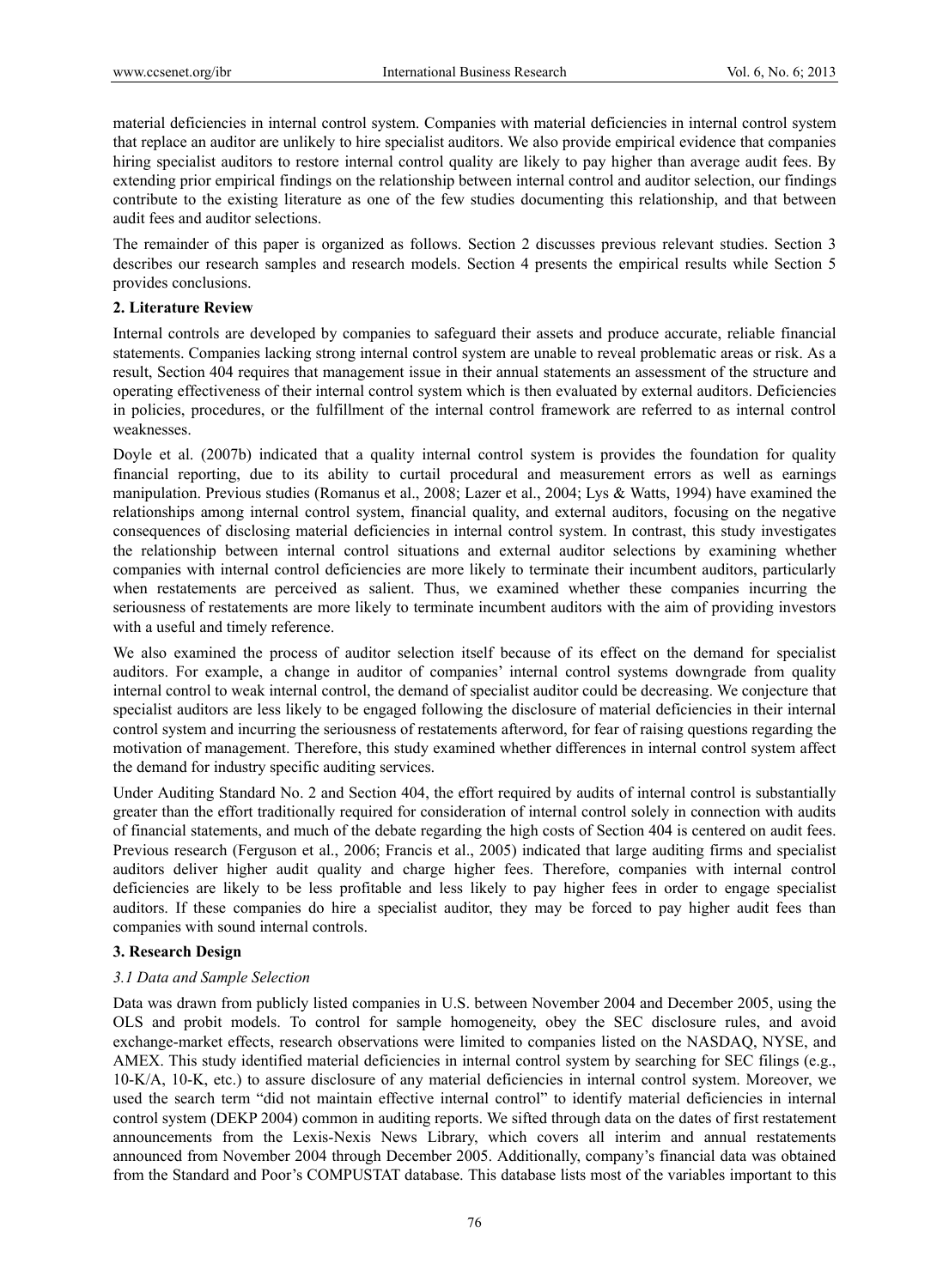material deficiencies in internal control system. Companies with material deficiencies in internal control system that replace an auditor are unlikely to hire specialist auditors. We also provide empirical evidence that companies hiring specialist auditors to restore internal control quality are likely to pay higher than average audit fees. By extending prior empirical findings on the relationship between internal control and auditor selection, our findings contribute to the existing literature as one of the few studies documenting this relationship, and that between audit fees and auditor selections.

The remainder of this paper is organized as follows. Section 2 discusses previous relevant studies. Section 3 describes our research samples and research models. Section 4 presents the empirical results while Section 5 provides conclusions.

## 2. Literature Review

Internal controls are developed by companies to safeguard their assets and produce accurate, reliable financial statements. Companies lacking strong internal control system are unable to reveal problematic areas or risk. As a result, Section 404 requires that management issue in their annual statements an assessment of the structure and operating effectiveness of their internal control system which is then evaluated by external auditors. Deficiencies in policies, procedures, or the fulfillment of the internal control framework are referred to as internal control weaknesses.

Doyle et al. (2007b) indicated that a quality internal control system is provides the foundation for quality financial reporting, due to its ability to curtail procedural and measurement errors as well as earnings manipulation. Previous studies (Romanus et al., 2008; Lazer et al., 2004; Lys & Watts, 1994) have examined the relationships among internal control system, financial quality, and external auditors, focusing on the negative consequences of disclosing material deficiencies in internal control system. In contrast, this study investigates the relationship between internal control situations and external auditor selections by examining whether companies with internal control deficiencies are more likely to terminate their incumbent auditors, particularly when restatements are perceived as salient. Thus, we examined whether these companies incurring the seriousness of restatements are more likely to terminate incumbent auditors with the aim of providing investors with a useful and timely reference.

We also examined the process of auditor selection itself because of its effect on the demand for specialist auditors. For example, a change in auditor of companies' internal control systems downgrade from quality internal control to weak internal control, the demand of specialist auditor could be decreasing. We conjecture that specialist auditors are less likely to be engaged following the disclosure of material deficiencies in their internal control system and incurring the seriousness of restatements afterword, for fear of raising questions regarding the motivation of management. Therefore, this study examined whether differences in internal control system affect the demand for industry specific auditing services.

Under Auditing Standard No. 2 and Section 404, the effort required by audits of internal control is substantially greater than the effort traditionally required for consideration of internal control solely in connection with audits of financial statements, and much of the debate regarding the high costs of Section 404 is centered on audit fees. Previous research (Ferguson et al., 2006; Francis et al., 2005) indicated that large auditing firms and specialist auditors deliver higher audit quality and charge higher fees. Therefore, companies with internal control deficiencies are likely to be less profitable and less likely to pay higher fees in order to engage specialist auditors. If these companies do hire a specialist auditor, they may be forced to pay higher audit fees than companies with sound internal controls.

## 3. Research Design

### *3.1 Data and Sample Selection*

Data was drawn from publicly listed companies in U.S. between November 2004 and December 2005, using the OLS and probit models. To control for sample homogeneity, obey the SEC disclosure rules, and avoid exchange-market effects, research observations were limited to companies listed on the NASDAQ, NYSE, and AMEX. This study identified material deficiencies in internal control system by searching for SEC filings (e.g., 10-K/A, 10-K, etc.) to assure disclosure of any material deficiencies in internal control system. Moreover, we used the search term "did not maintain effective internal control" to identify material deficiencies in internal control system (DEKP 2004) common in auditing reports. We sifted through data on the dates of first restatement announcements from the Lexis-Nexis News Library, which covers all interim and annual restatements announced from November 2004 through December 2005. Additionally, company's financial data was obtained from the Standard and Poor's COMPUSTAT database. This database lists most of the variables important to this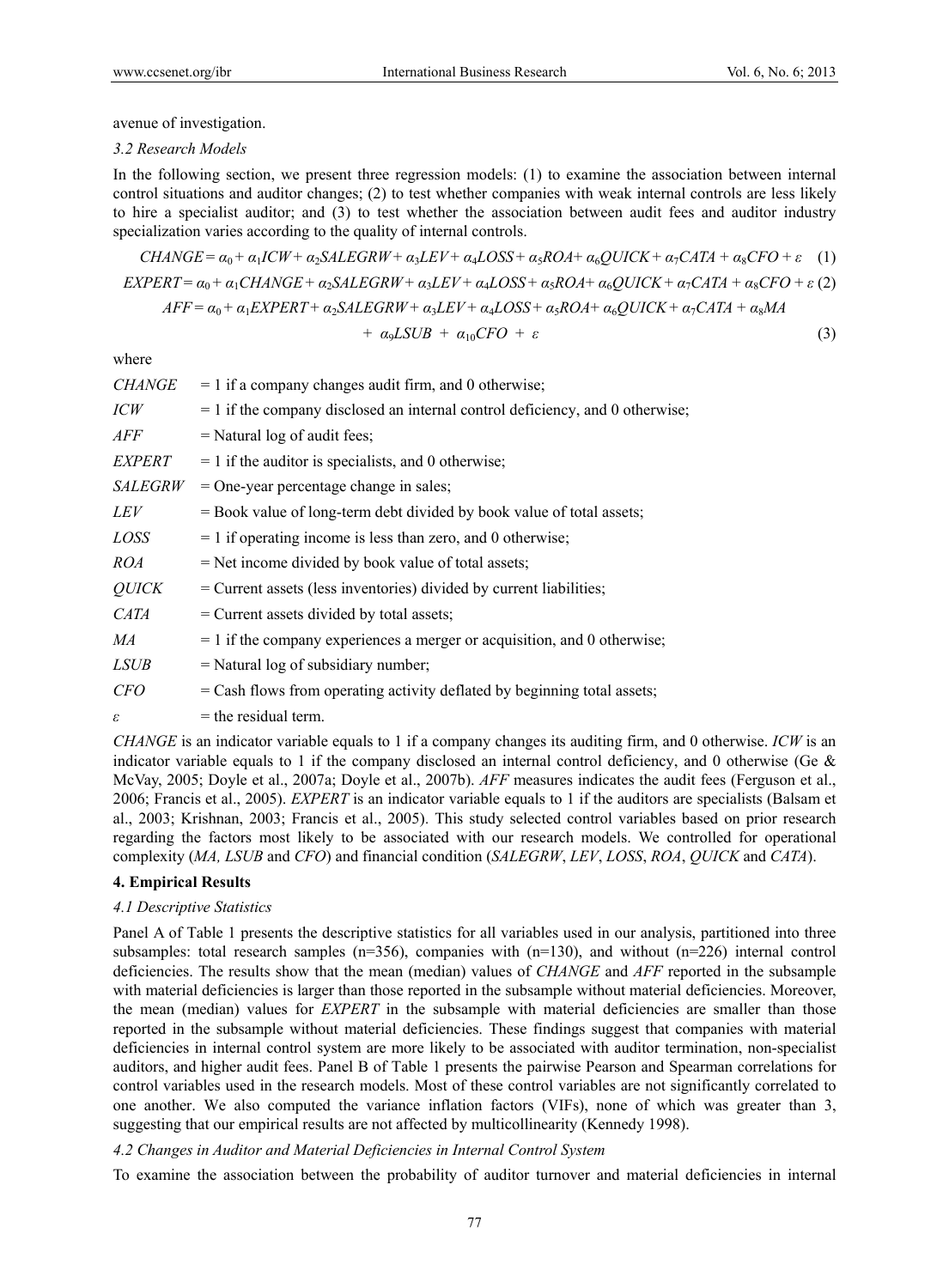avenue of investigation.

### 3.2 Research Models

In the following section, we present three regression models: (1) to examine the association between internal control situations and auditor changes; (2) to test whether companies with weak internal controls are less likely to hire a specialist auditor; and (3) to test whether the association between audit fees and auditor industry specialization varies according to the quality of internal controls.

$$CHANGE = \alpha_0 + \alpha_1 ICW + \alpha_2 SALEGRW + \alpha_3 LEV + \alpha_4 LOSS + \alpha_5 ROA + \alpha_6 QUICK + \alpha_7 CATA + \alpha_8 CFO + \varepsilon \quad (1)$$

$$EXPERT = \alpha_0 + \alpha_1 CHANGE + \alpha_2 SALEGRW + \alpha_3 LEV + \alpha_4 LOSS + \alpha_5 ROA + \alpha_6 QUICK + \alpha_7 CATA + \alpha_8 CFO + \varepsilon \quad (2)$$

$$AFF = \alpha_0 + \alpha_1 EXPERT + \alpha_2 SALEGRW + \alpha_3 LEV + \alpha_4 LOSS + \alpha_5 ROA + \alpha_6 QUICK + \alpha_7 CATA + \alpha_8 MA + \alpha_9 LSUB + \alpha_{10} CFO + \varepsilon \quad (3)$$

where

| | |
|---|---|
| *CHANGE* | = 1 if a company changes audit firm, and 0 otherwise; |
| *ICW* | = 1 if the company disclosed an internal control deficiency, and 0 otherwise; |
| *AFF* | = Natural log of audit fees; |
| *EXPERT* | = 1 if the auditor is specialists, and 0 otherwise; |
| *SALEGRW* | = One-year percentage change in sales; |
| *LEV* | = Book value of long-term debt divided by book value of total assets; |
| *LOSS* | = 1 if operating income is less than zero, and 0 otherwise; |
| *ROA* | = Net income divided by book value of total assets; |
| *QUICK* | = Current assets (less inventories) divided by current liabilities; |
| *CATA* | = Current assets divided by total assets; |
| *MA* | = 1 if the company experiences a merger or acquisition, and 0 otherwise; |
| *LSUB* | = Natural log of subsidiary number; |
| *CFO* | = Cash flows from operating activity deflated by beginning total assets; |
| $\varepsilon$ | = the residual term. |

*CHANGE* is an indicator variable equals to 1 if a company changes its auditing firm, and 0 otherwise. *ICW* is an indicator variable equals to 1 if the company disclosed an internal control deficiency, and 0 otherwise (Ge & McVay, 2005; Doyle et al., 2007a; Doyle et al., 2007b). *AFF* measures indicates the audit fees (Ferguson et al., 2006; Francis et al., 2005). *EXPERT* is an indicator variable equals to 1 if the auditors are specialists (Balsam et al., 2003; Krishnan, 2003; Francis et al., 2005). This study selected control variables based on prior research regarding the factors most likely to be associated with our research models. We controlled for operational complexity (*MA, LSUB* and *CFO*) and financial condition (*SALEGRW*, *LEV*, *LOSS*, *ROA*, *QUICK* and *CATA*).

## 4. Empirical Results

### 4.1 Descriptive Statistics

Panel A of Table 1 presents the descriptive statistics for all variables used in our analysis, partitioned into three subsamples: total research samples (n=356), companies with (n=130), and without (n=226) internal control deficiencies. The results show that the mean (median) values of *CHANGE* and *AFF* reported in the subsample with material deficiencies is larger than those reported in the subsample without material deficiencies. Moreover, the mean (median) values for *EXPERT* in the subsample with material deficiencies are smaller than those reported in the subsample without material deficiencies. These findings suggest that companies with material deficiencies in internal control system are more likely to be associated with auditor termination, non-specialist auditors, and higher audit fees. Panel B of Table 1 presents the pairwise Pearson and Spearman correlations for control variables used in the research models. Most of these control variables are not significantly correlated to one another. We also computed the variance inflation factors (VIFs), none of which was greater than 3, suggesting that our empirical results are not affected by multicollinearity (Kennedy 1998).

### 4.2 Changes in Auditor and Material Deficiencies in Internal Control System

To examine the association between the probability of auditor turnover and material deficiencies in internal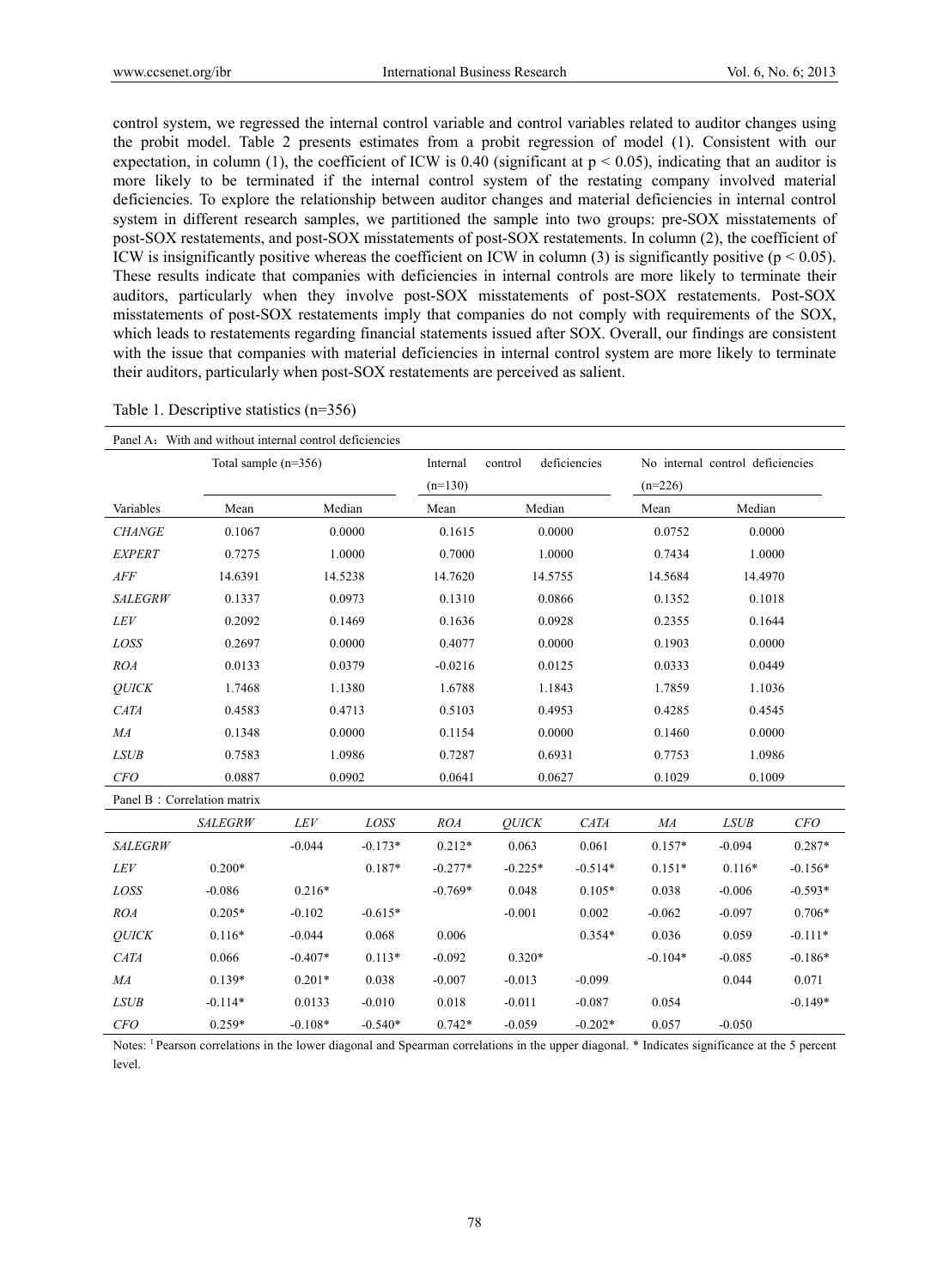control system, we regressed the internal control variable and control variables related to auditor changes using the probit model. Table 2 presents estimates from a probit regression of model (1). Consistent with our expectation, in column (1), the coefficient of ICW is 0.40 (significant at $p < 0.05$), indicating that an auditor is more likely to be terminated if the internal control system of the restating company involved material deficiencies. To explore the relationship between auditor changes and material deficiencies in internal control system in different research samples, we partitioned the sample into two groups: pre-SOX misstatements of post-SOX restatements, and post-SOX misstatements of post-SOX restatements. In column (2), the coefficient of ICW is insignificantly positive whereas the coefficient on ICW in column (3) is significantly positive ($p < 0.05$). These results indicate that companies with deficiencies in internal controls are more likely to terminate their auditors, particularly when they involve post-SOX misstatements of post-SOX restatements. Post-SOX misstatements of post-SOX restatements imply that companies do not comply with requirements of the SOX, which leads to restatements regarding financial statements issued after SOX. Overall, our findings are consistent with the issue that companies with material deficiencies in internal control system are more likely to terminate their auditors, particularly when post-SOX restatements are perceived as salient.

Table 1. Descriptive statistics (n=356)

Panel A：With and without internal control deficiencies

| | Total sample (n=356) | | Internal control deficiencies (n=130) | | No internal control deficiencies (n=226) | |
|---|---|---|---|---|---|---|
| Variables | Mean | Median | Mean | Median | Mean | Median |
| *CHANGE* | 0.1067 | 0.0000 | 0.1615 | 0.0000 | 0.0752 | 0.0000 |
| *EXPERT* | 0.7275 | 1.0000 | 0.7000 | 1.0000 | 0.7434 | 1.0000 |
| *AFF* | 14.6391 | 14.5238 | 14.7620 | 14.5755 | 14.5684 | 14.4970 |
| *SALEGRW* | 0.1337 | 0.0973 | 0.1310 | 0.0866 | 0.1352 | 0.1018 |
| *LEV* | 0.2092 | 0.1469 | 0.1636 | 0.0928 | 0.2355 | 0.1644 |
| *LOSS* | 0.2697 | 0.0000 | 0.4077 | 0.0000 | 0.1903 | 0.0000 |
| *ROA* | 0.0133 | 0.0379 | -0.0216 | 0.0125 | 0.0333 | 0.0449 |
| *QUICK* | 1.7468 | 1.1380 | 1.6788 | 1.1843 | 1.7859 | 1.1036 |
| *CATA* | 0.4583 | 0.4713 | 0.5103 | 0.4953 | 0.4285 | 0.4545 |
| *MA* | 0.1348 | 0.0000 | 0.1154 | 0.0000 | 0.1460 | 0.0000 |
| *LSUB* | 0.7583 | 1.0986 | 0.7287 | 0.6931 | 0.7753 | 1.0986 |
| *CFO* | 0.0887 | 0.0902 | 0.0641 | 0.0627 | 0.1029 | 0.1009 |

Panel B：Correlation matrix

| | *SALEGRW* | *LEV* | *LOSS* | *ROA* | *QUICK* | *CATA* | *MA* | *LSUB* | *CFO* |
|---|---|---|---|---|---|---|---|---|---|
| *SALEGRW* | | -0.044 | -0.173* | 0.212* | 0.063 | 0.061 | 0.157* | -0.094 | 0.287* |
| *LEV* | 0.200* | | 0.187* | -0.277* | -0.225* | -0.514* | 0.151* | 0.116* | -0.156* |
| *LOSS* | -0.086 | 0.216* | | -0.769* | 0.048 | 0.105* | 0.038 | -0.006 | -0.593* |
| *ROA* | 0.205* | -0.102 | -0.615* | | -0.001 | 0.002 | -0.062 | -0.097 | 0.706* |
| *QUICK* | 0.116* | -0.044 | 0.068 | 0.006 | | 0.354* | 0.036 | 0.059 | -0.111* |
| *CATA* | 0.066 | -0.407* | 0.113* | -0.092 | 0.320* | | -0.104* | -0.085 | -0.186* |
| *MA* | 0.139* | 0.201* | 0.038 | -0.007 | -0.013 | -0.099 | | 0.044 | 0.071 |
| *LSUB* | -0.114* | 0.0133 | -0.010 | 0.018 | -0.011 | -0.087 | 0.054 | | -0.149* |
| *CFO* | 0.259* | -0.108* | -0.540* | 0.742* | -0.059 | -0.202* | 0.057 | -0.050 | |

Notes: [1] Pearson correlations in the lower diagonal and Spearman correlations in the upper diagonal. * Indicates significance at the 5 percent level.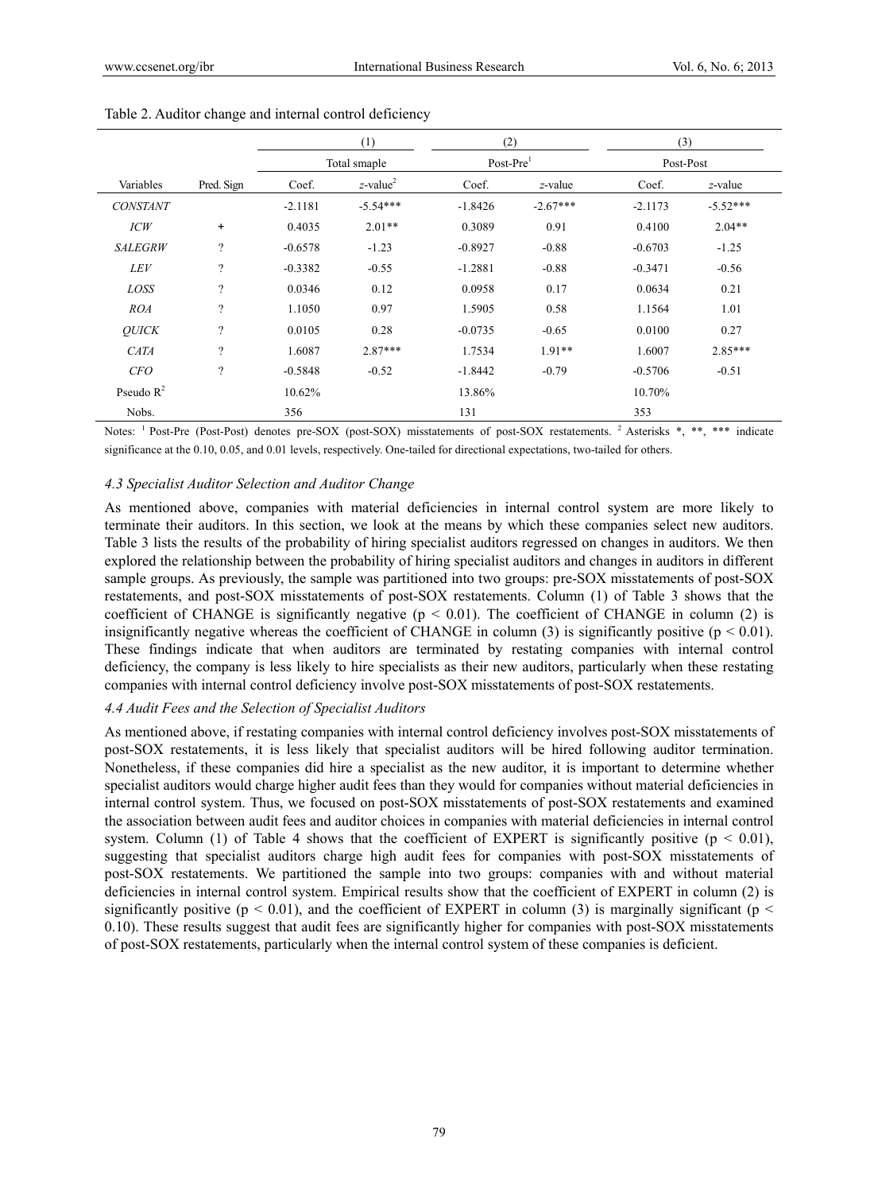Table 2. Auditor change and internal control deficiency

| | | (1) | | (2) | | (3) | |
|---|---|---|---|---|---|---|---|
| | | Total smaple | | Post-Pre[1] | | Post-Post | |
| Variables | Pred. Sign | Coef. | z-value[2] | Coef. | z-value | Coef. | z-value |
| *CONSTANT* | | -2.1181 | -5.54*** | -1.8426 | -2.67*** | -2.1173 | -5.52*** |
| *ICW* | + | 0.4035 | 2.01** | 0.3089 | 0.91 | 0.4100 | 2.04** |
| *SALEGRW* | ? | -0.6578 | -1.23 | -0.8927 | -0.88 | -0.6703 | -1.25 |
| *LEV* | ? | -0.3382 | -0.55 | -1.2881 | -0.88 | -0.3471 | -0.56 |
| *LOSS* | ? | 0.0346 | 0.12 | 0.0958 | 0.17 | 0.0634 | 0.21 |
| *ROA* | ? | 1.1050 | 0.97 | 1.5905 | 0.58 | 1.1564 | 1.01 |
| *QUICK* | ? | 0.0105 | 0.28 | -0.0735 | -0.65 | 0.0100 | 0.27 |
| *CATA* | ? | 1.6087 | 2.87*** | 1.7534 | 1.91** | 1.6007 | 2.85*** |
| *CFO* | ? | -0.5848 | -0.52 | -1.8442 | -0.79 | -0.5706 | -0.51 |
| Pseudo $R^2$ | | 10.62% | | 13.86% | | 10.70% | |
| Nobs. | | 356 | | 131 | | 353 | |

Notes: [1] Post-Pre (Post-Post) denotes pre-SOX (post-SOX) misstatements of post-SOX restatements. [2] Asterisks *, **, *** indicate significance at the 0.10, 0.05, and 0.01 levels, respectively. One-tailed for directional expectations, two-tailed for others.

### *4.3 Specialist Auditor Selection and Auditor Change*

As mentioned above, companies with material deficiencies in internal control system are more likely to terminate their auditors. In this section, we look at the means by which these companies select new auditors. Table 3 lists the results of the probability of hiring specialist auditors regressed on changes in auditors. We then explored the relationship between the probability of hiring specialist auditors and changes in auditors in different sample groups. As previously, the sample was partitioned into two groups: pre-SOX misstatements of post-SOX restatements, and post-SOX misstatements of post-SOX restatements. Column (1) of Table 3 shows that the coefficient of CHANGE is significantly negative ($p < 0.01$). The coefficient of CHANGE in column (2) is insignificantly negative whereas the coefficient of CHANGE in column (3) is significantly positive ($p < 0.01$). These findings indicate that when auditors are terminated by restating companies with internal control deficiency, the company is less likely to hire specialists as their new auditors, particularly when these restating companies with internal control deficiency involve post-SOX misstatements of post-SOX restatements.

### *4.4 Audit Fees and the Selection of Specialist Auditors*

As mentioned above, if restating companies with internal control deficiency involves post-SOX misstatements of post-SOX restatements, it is less likely that specialist auditors will be hired following auditor termination. Nonetheless, if these companies did hire a specialist as the new auditor, it is important to determine whether specialist auditors would charge higher audit fees than they would for companies without material deficiencies in internal control system. Thus, we focused on post-SOX misstatements of post-SOX restatements and examined the association between audit fees and auditor choices in companies with material deficiencies in internal control system. Column (1) of Table 4 shows that the coefficient of EXPERT is significantly positive ($p < 0.01$), suggesting that specialist auditors charge high audit fees for companies with post-SOX misstatements of post-SOX restatements. We partitioned the sample into two groups: companies with and without material deficiencies in internal control system. Empirical results show that the coefficient of EXPERT in column (2) is significantly positive ($p < 0.01$), and the coefficient of EXPERT in column (3) is marginally significant ($p < 0.10$). These results suggest that audit fees are significantly higher for companies with post-SOX misstatements of post-SOX restatements, particularly when the internal control system of these companies is deficient.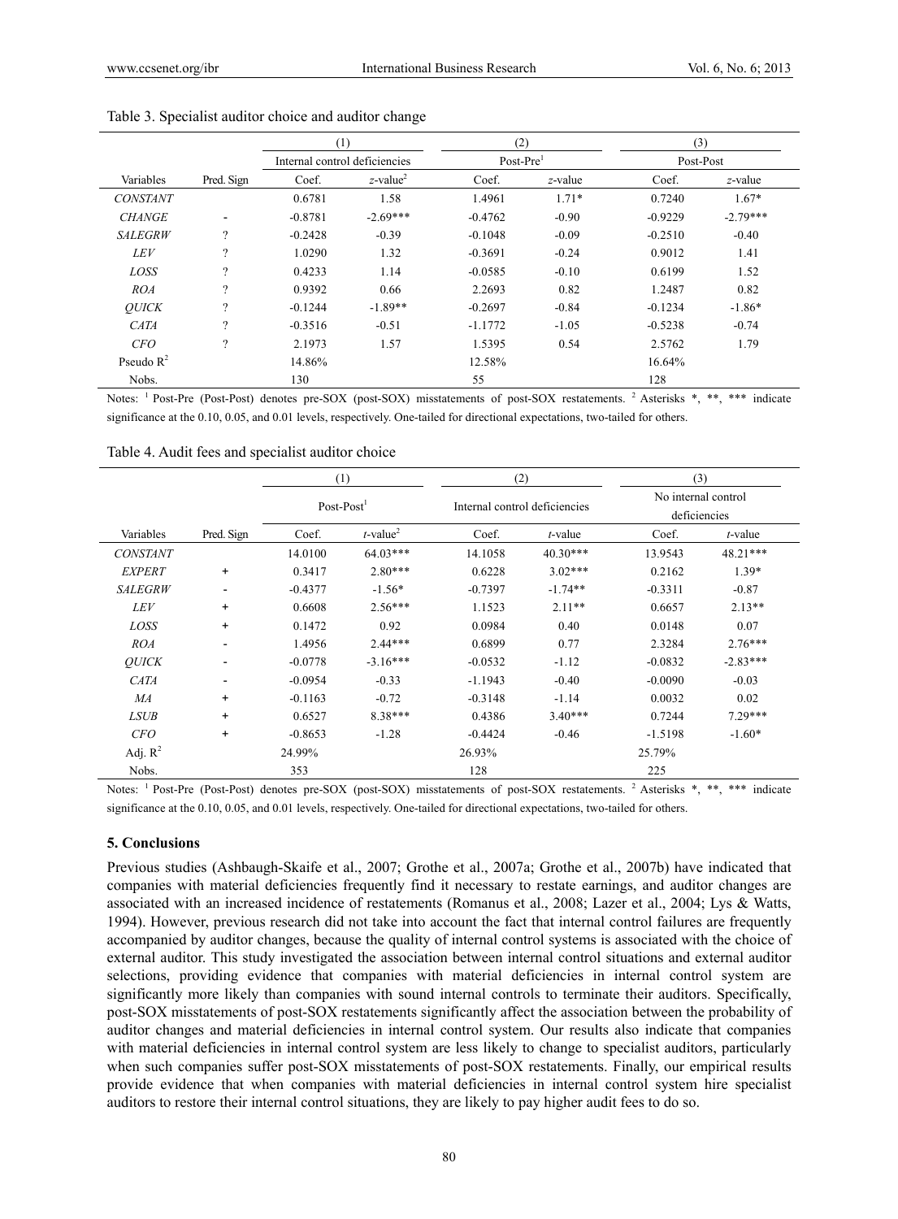Table 3. Specialist auditor choice and auditor change

| | | (1) | | (2) | | (3) | |
|---|---|---|---|---|---|---|---|
| | | Internal control deficiencies | | Post-Pre[1] | | Post-Post | |
| Variables | Pred. Sign | Coef. | *z*-value[2] | Coef. | *z*-value | Coef. | *z*-value |
| *CONSTANT* | | 0.6781 | 1.58 | 1.4961 | 1.71* | 0.7240 | 1.67* |
| *CHANGE* | - | -0.8781 | -2.69*** | -0.4762 | -0.90 | -0.9229 | -2.79*** |
| *SALEGRW* | ? | -0.2428 | -0.39 | -0.1048 | -0.09 | -0.2510 | -0.40 |
| *LEV* | ? | 1.0290 | 1.32 | -0.3691 | -0.24 | 0.9012 | 1.41 |
| *LOSS* | ? | 0.4233 | 1.14 | -0.0585 | -0.10 | 0.6199 | 1.52 |
| *ROA* | ? | 0.9392 | 0.66 | 2.2693 | 0.82 | 1.2487 | 0.82 |
| *QUICK* | ? | -0.1244 | -1.89** | -0.2697 | -0.84 | -0.1234 | -1.86* |
| *CATA* | ? | -0.3516 | -0.51 | -1.1772 | -1.05 | -0.5238 | -0.74 |
| *CFO* | ? | 2.1973 | 1.57 | 1.5395 | 0.54 | 2.5762 | 1.79 |
| Pseudo $R^2$ | | 14.86% | | 12.58% | | 16.64% | |
| Nobs. | | 130 | | 55 | | 128 | |

Notes: [1] Post-Pre (Post-Post) denotes pre-SOX (post-SOX) misstatements of post-SOX restatements. [2] Asterisks *, **, *** indicate significance at the 0.10, 0.05, and 0.01 levels, respectively. One-tailed for directional expectations, two-tailed for others.

Table 4. Audit fees and specialist auditor choice

| | | (1) | | (2) | | (3) | |
|---|---|---|---|---|---|---|---|
| | | Post-Post[1] | | Internal control deficiencies | | No internal control deficiencies | |
| Variables | Pred. Sign | Coef. | *t*-value[2] | Coef. | *t*-value | Coef. | *t*-value |
| *CONSTANT* | | 14.0100 | 64.03*** | 14.1058 | 40.30*** | 13.9543 | 48.21*** |
| *EXPERT* | + | 0.3417 | 2.80*** | 0.6228 | 3.02*** | 0.2162 | 1.39* |
| *SALEGRW* | - | -0.4377 | -1.56* | -0.7397 | -1.74** | -0.3311 | -0.87 |
| *LEV* | + | 0.6608 | 2.56*** | 1.1523 | 2.11** | 0.6657 | 2.13** |
| *LOSS* | + | 0.1472 | 0.92 | 0.0984 | 0.40 | 0.0148 | 0.07 |
| *ROA* | - | 1.4956 | 2.44*** | 0.6899 | 0.77 | 2.3284 | 2.76*** |
| *QUICK* | - | -0.0778 | -3.16*** | -0.0532 | -1.12 | -0.0832 | -2.83*** |
| *CATA* | - | -0.0954 | -0.33 | -1.1943 | -0.40 | -0.0090 | -0.03 |
| *MA* | + | -0.1163 | -0.72 | -0.3148 | -1.14 | 0.0032 | 0.02 |
| *LSUB* | + | 0.6527 | 8.38*** | 0.4386 | 3.40*** | 0.7244 | 7.29*** |
| *CFO* | + | -0.8653 | -1.28 | -0.4424 | -0.46 | -1.5198 | -1.60* |
| Adj. $R^2$ | | 24.99% | | 26.93% | | 25.79% | |
| Nobs. | | 353 | | 128 | | 225 | |

Notes: [1] Post-Pre (Post-Post) denotes pre-SOX (post-SOX) misstatements of post-SOX restatements. [2] Asterisks *, **, *** indicate significance at the 0.10, 0.05, and 0.01 levels, respectively. One-tailed for directional expectations, two-tailed for others.

## 5. Conclusions

Previous studies (Ashbaugh-Skaife et al., 2007; Grothe et al., 2007a; Grothe et al., 2007b) have indicated that companies with material deficiencies frequently find it necessary to restate earnings, and auditor changes are associated with an increased incidence of restatements (Romanus et al., 2008; Lazer et al., 2004; Lys & Watts, 1994). However, previous research did not take into account the fact that internal control failures are frequently accompanied by auditor changes, because the quality of internal control systems is associated with the choice of external auditor. This study investigated the association between internal control situations and external auditor selections, providing evidence that companies with material deficiencies in internal control system are significantly more likely than companies with sound internal controls to terminate their auditors. Specifically, post-SOX misstatements of post-SOX restatements significantly affect the association between the probability of auditor changes and material deficiencies in internal control system. Our results also indicate that companies with material deficiencies in internal control system are less likely to change to specialist auditors, particularly when such companies suffer post-SOX misstatements of post-SOX restatements. Finally, our empirical results provide evidence that when companies with material deficiencies in internal control system hire specialist auditors to restore their internal control situations, they are likely to pay higher audit fees to do so.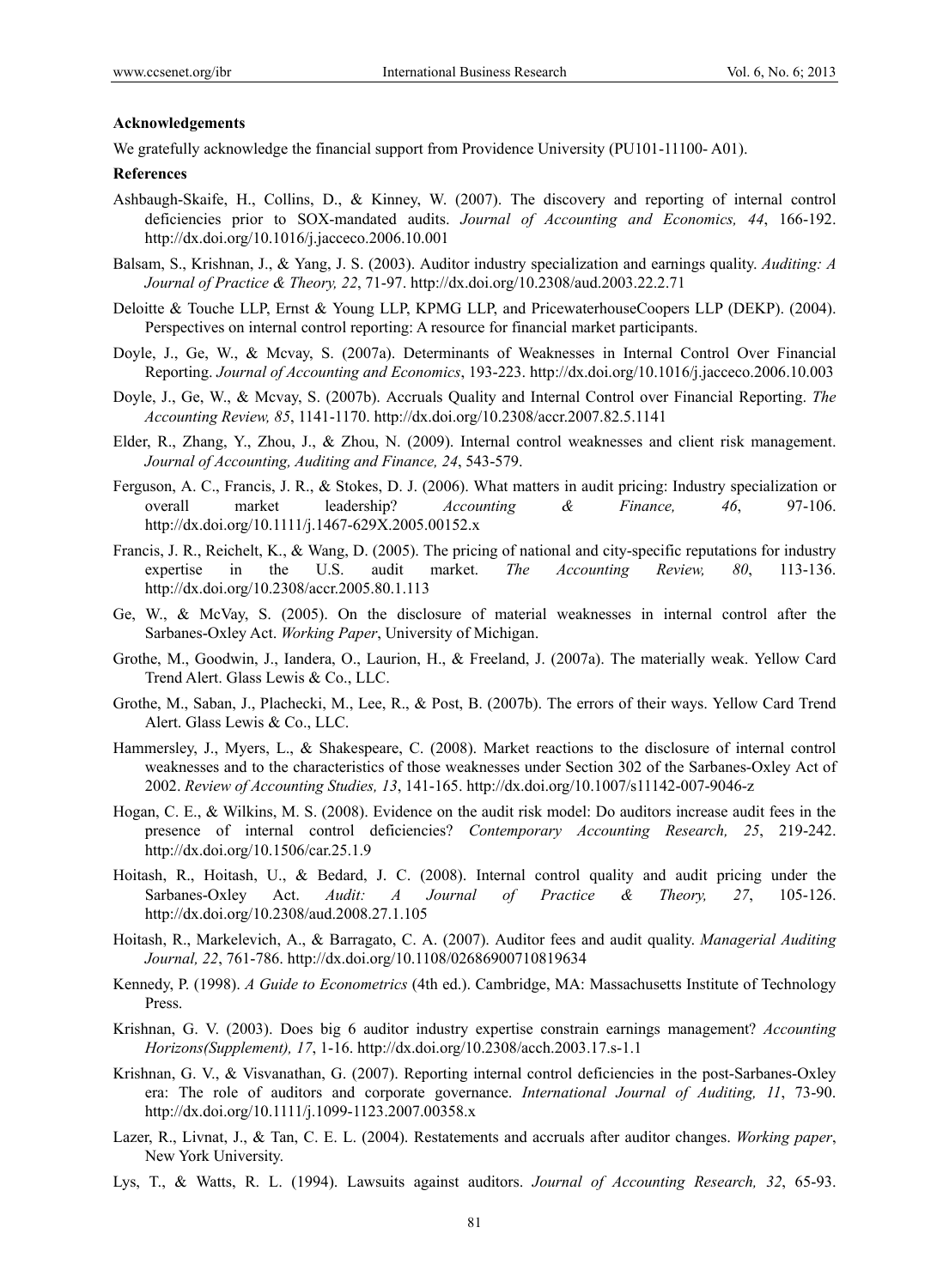**Acknowledgements**

We gratefully acknowledge the financial support from Providence University (PU101-11100- A01).

**References**

Ashbaugh-Skaife, H., Collins, D., & Kinney, W. (2007). The discovery and reporting of internal control deficiencies prior to SOX-mandated audits. *Journal of Accounting and Economics, 44*, 166-192. http://dx.doi.org/10.1016/j.jacceco.2006.10.001

Balsam, S., Krishnan, J., & Yang, J. S. (2003). Auditor industry specialization and earnings quality. *Auditing: A Journal of Practice & Theory, 22*, 71-97. http://dx.doi.org/10.2308/aud.2003.22.2.71

Deloitte & Touche LLP, Ernst & Young LLP, KPMG LLP, and PricewaterhouseCoopers LLP (DEKP). (2004). Perspectives on internal control reporting: A resource for financial market participants.

Doyle, J., Ge, W., & Mcvay, S. (2007a). Determinants of Weaknesses in Internal Control Over Financial Reporting. *Journal of Accounting and Economics*, 193-223. http://dx.doi.org/10.1016/j.jacceco.2006.10.003

Doyle, J., Ge, W., & Mcvay, S. (2007b). Accruals Quality and Internal Control over Financial Reporting. *The Accounting Review, 85*, 1141-1170. http://dx.doi.org/10.2308/accr.2007.82.5.1141

Elder, R., Zhang, Y., Zhou, J., & Zhou, N. (2009). Internal control weaknesses and client risk management. *Journal of Accounting, Auditing and Finance, 24*, 543-579.

Ferguson, A. C., Francis, J. R., & Stokes, D. J. (2006). What matters in audit pricing: Industry specialization or overall market leadership? *Accounting & Finance, 46*, 97-106. http://dx.doi.org/10.1111/j.1467-629X.2005.00152.x

Francis, J. R., Reichelt, K., & Wang, D. (2005). The pricing of national and city-specific reputations for industry expertise in the U.S. audit market. *The Accounting Review, 80*, 113-136. http://dx.doi.org/10.2308/accr.2005.80.1.113

Ge, W., & McVay, S. (2005). On the disclosure of material weaknesses in internal control after the Sarbanes-Oxley Act. *Working Paper*, University of Michigan.

Grothe, M., Goodwin, J., Iandera, O., Laurion, H., & Freeland, J. (2007a). The materially weak. Yellow Card Trend Alert. Glass Lewis & Co., LLC.

Grothe, M., Saban, J., Plachecki, M., Lee, R., & Post, B. (2007b). The errors of their ways. Yellow Card Trend Alert. Glass Lewis & Co., LLC.

Hammersley, J., Myers, L., & Shakespeare, C. (2008). Market reactions to the disclosure of internal control weaknesses and to the characteristics of those weaknesses under Section 302 of the Sarbanes-Oxley Act of 2002. *Review of Accounting Studies, 13*, 141-165. http://dx.doi.org/10.1007/s11142-007-9046-z

Hogan, C. E., & Wilkins, M. S. (2008). Evidence on the audit risk model: Do auditors increase audit fees in the presence of internal control deficiencies? *Contemporary Accounting Research, 25*, 219-242. http://dx.doi.org/10.1506/car.25.1.9

Hoitash, R., Hoitash, U., & Bedard, J. C. (2008). Internal control quality and audit pricing under the Sarbanes-Oxley Act. *Audit: A Journal of Practice & Theory, 27*, 105-126. http://dx.doi.org/10.2308/aud.2008.27.1.105

Hoitash, R., Markelevich, A., & Barragato, C. A. (2007). Auditor fees and audit quality. *Managerial Auditing Journal, 22*, 761-786. http://dx.doi.org/10.1108/02686900710819634

Kennedy, P. (1998). *A Guide to Econometrics* (4th ed.). Cambridge, MA: Massachusetts Institute of Technology Press.

Krishnan, G. V. (2003). Does big 6 auditor industry expertise constrain earnings management? *Accounting Horizons(Supplement), 17*, 1-16. http://dx.doi.org/10.2308/acch.2003.17.s-1.1

Krishnan, G. V., & Visvanathan, G. (2007). Reporting internal control deficiencies in the post-Sarbanes-Oxley era: The role of auditors and corporate governance. *International Journal of Auditing, 11*, 73-90. http://dx.doi.org/10.1111/j.1099-1123.2007.00358.x

Lazer, R., Livnat, J., & Tan, C. E. L. (2004). Restatements and accruals after auditor changes. *Working paper*, New York University.

Lys, T., & Watts, R. L. (1994). Lawsuits against auditors. *Journal of Accounting Research, 32*, 65-93.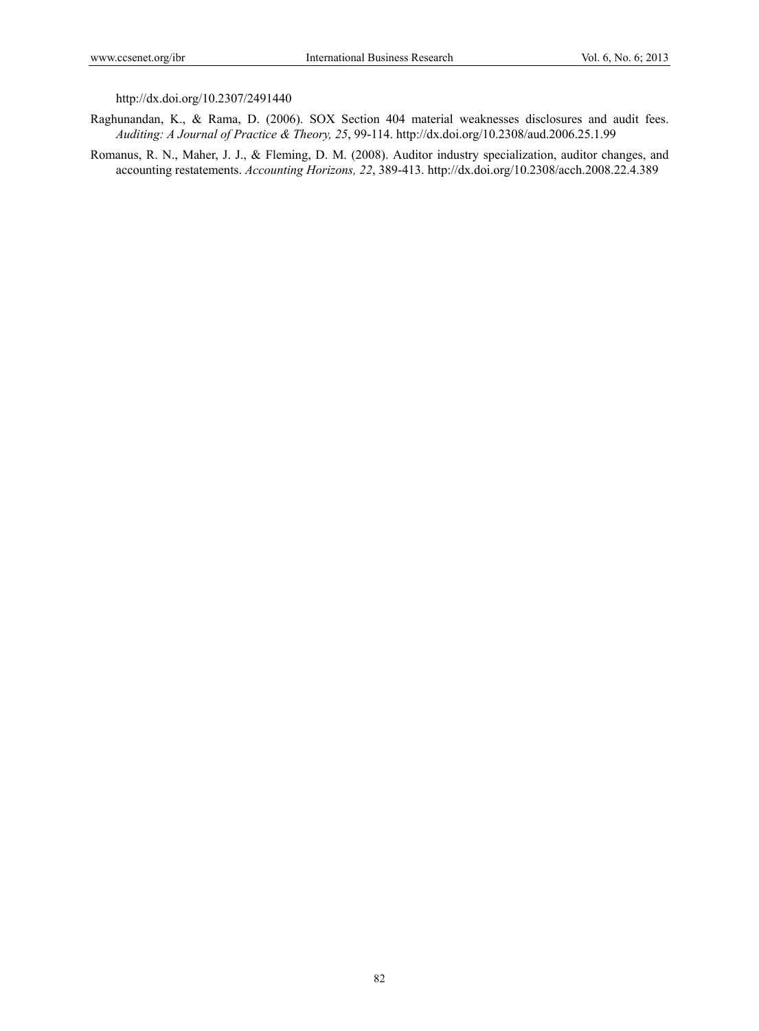http://dx.doi.org/10.2307/2491440

Raghunandan, K., & Rama, D. (2006). SOX Section 404 material weaknesses disclosures and audit fees. *Auditing: A Journal of Practice & Theory, 25*, 99-114. http://dx.doi.org/10.2308/aud.2006.25.1.99

Romanus, R. N., Maher, J. J., & Fleming, D. M. (2008). Auditor industry specialization, auditor changes, and accounting restatements. *Accounting Horizons, 22*, 389-413. http://dx.doi.org/10.2308/acch.2008.22.4.389